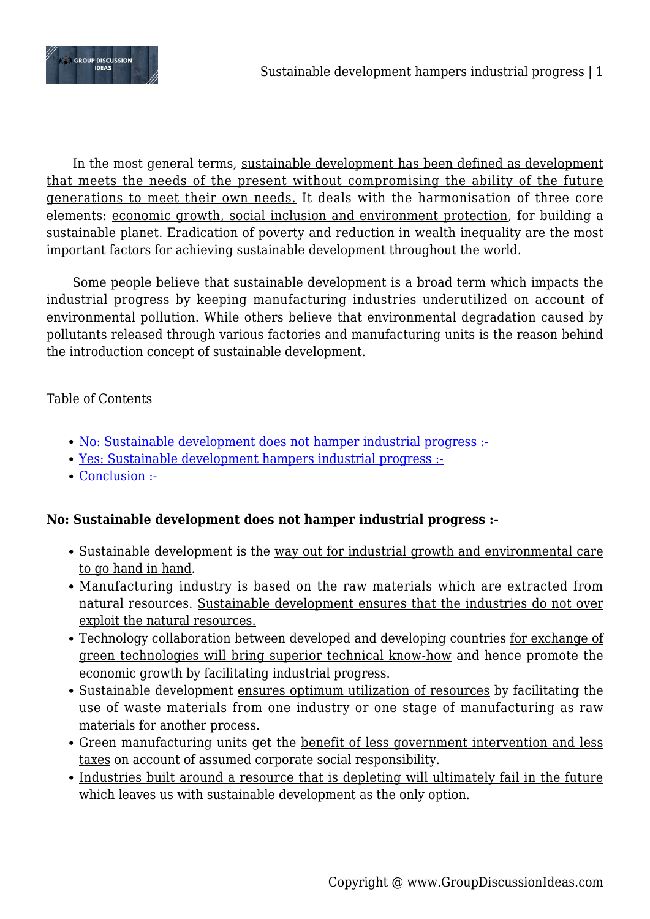In the most general terms, sustainable development has been defined as development that meets the needs of the present without compromising the ability of the future generations to meet their own needs. It deals with the harmonisation of three core elements: economic growth, social inclusion and environment protection, for building a sustainable planet. Eradication of poverty and reduction in wealth inequality are the most important factors for achieving sustainable development throughout the world.

Some people believe that sustainable development is a broad term which impacts the industrial progress by keeping manufacturing industries underutilized on account of environmental pollution. While others believe that environmental degradation caused by pollutants released through various factories and manufacturing units is the reason behind the introduction concept of sustainable development.

Table of Contents

- No: Sustainable development does not hamper industrial progress :-
- Yes: Sustainable development hampers industrial progress :-
- Conclusion :-

**No: Sustainable development does not hamper industrial progress :-**

- Sustainable development is the way out for industrial growth and environmental care to go hand in hand.
- Manufacturing industry is based on the raw materials which are extracted from natural resources. Sustainable development ensures that the industries do not over exploit the natural resources.
- Technology collaboration between developed and developing countries for exchange of green technologies will bring superior technical know-how and hence promote the economic growth by facilitating industrial progress.
- Sustainable development ensures optimum utilization of resources by facilitating the use of waste materials from one industry or one stage of manufacturing as raw materials for another process.
- Green manufacturing units get the benefit of less government intervention and less taxes on account of assumed corporate social responsibility.
- Industries built around a resource that is depleting will ultimately fail in the future which leaves us with sustainable development as the only option.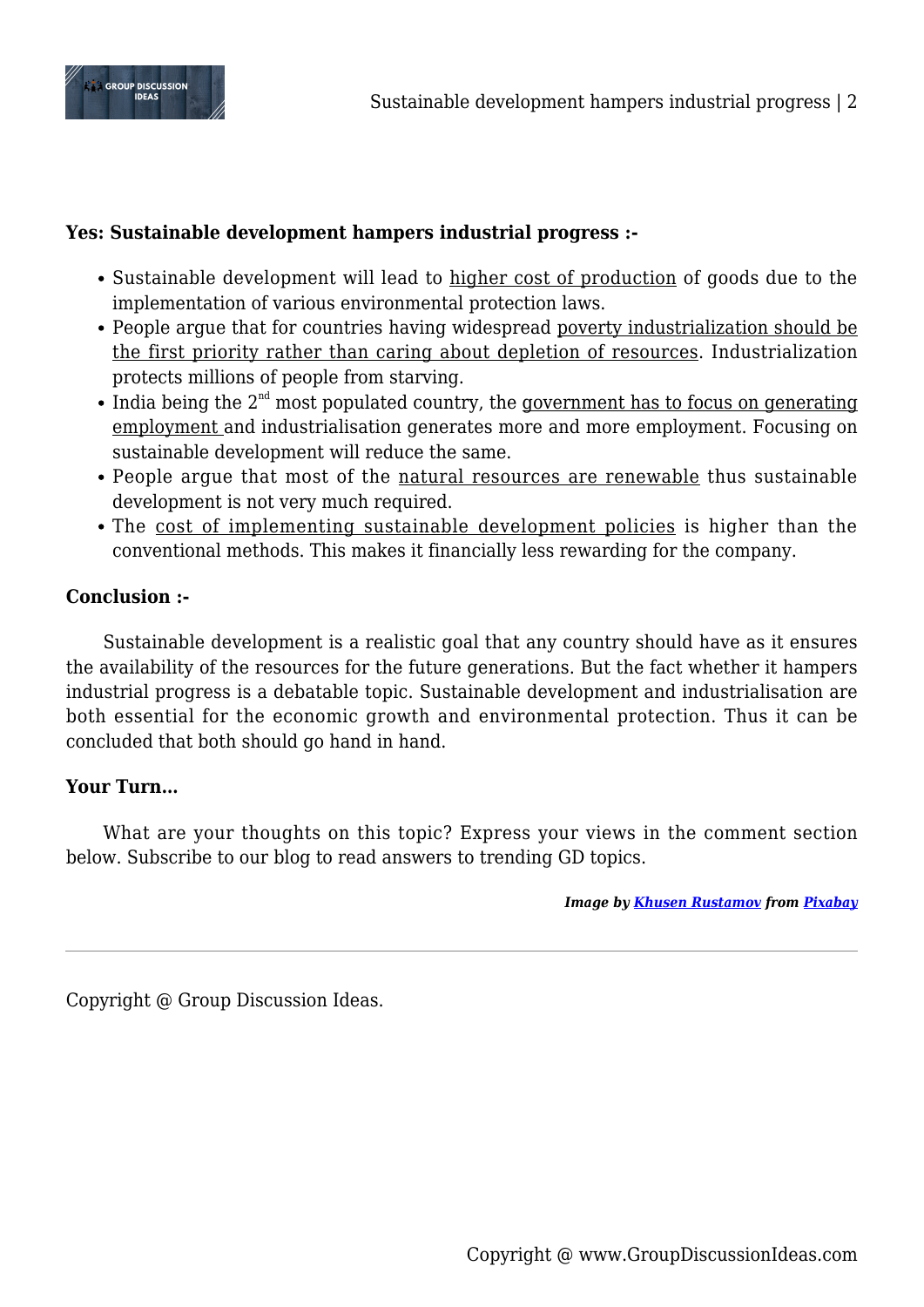**Yes: Sustainable development hampers industrial progress :-**

- Sustainable development will lead to higher cost of production of goods due to the implementation of various environmental protection laws.
- People argue that for countries having widespread poverty industrialization should be the first priority rather than caring about depletion of resources. Industrialization protects millions of people from starving.
- India being the 2nd most populated country, the government has to focus on generating employment and industrialisation generates more and more employment. Focusing on sustainable development will reduce the same.
- People argue that most of the natural resources are renewable thus sustainable development is not very much required.
- The cost of implementing sustainable development policies is higher than the conventional methods. This makes it financially less rewarding for the company.

**Conclusion :-**

Sustainable development is a realistic goal that any country should have as it ensures the availability of the resources for the future generations. But the fact whether it hampers industrial progress is a debatable topic. Sustainable development and industrialisation are both essential for the economic growth and environmental protection. Thus it can be concluded that both should go hand in hand.

**Your Turn…**

What are your thoughts on this topic? Express your views in the comment section below. Subscribe to our blog to read answers to trending GD topics.

***Image by Khusen Rustamov from Pixabay***

---

Copyright @ Group Discussion Ideas.